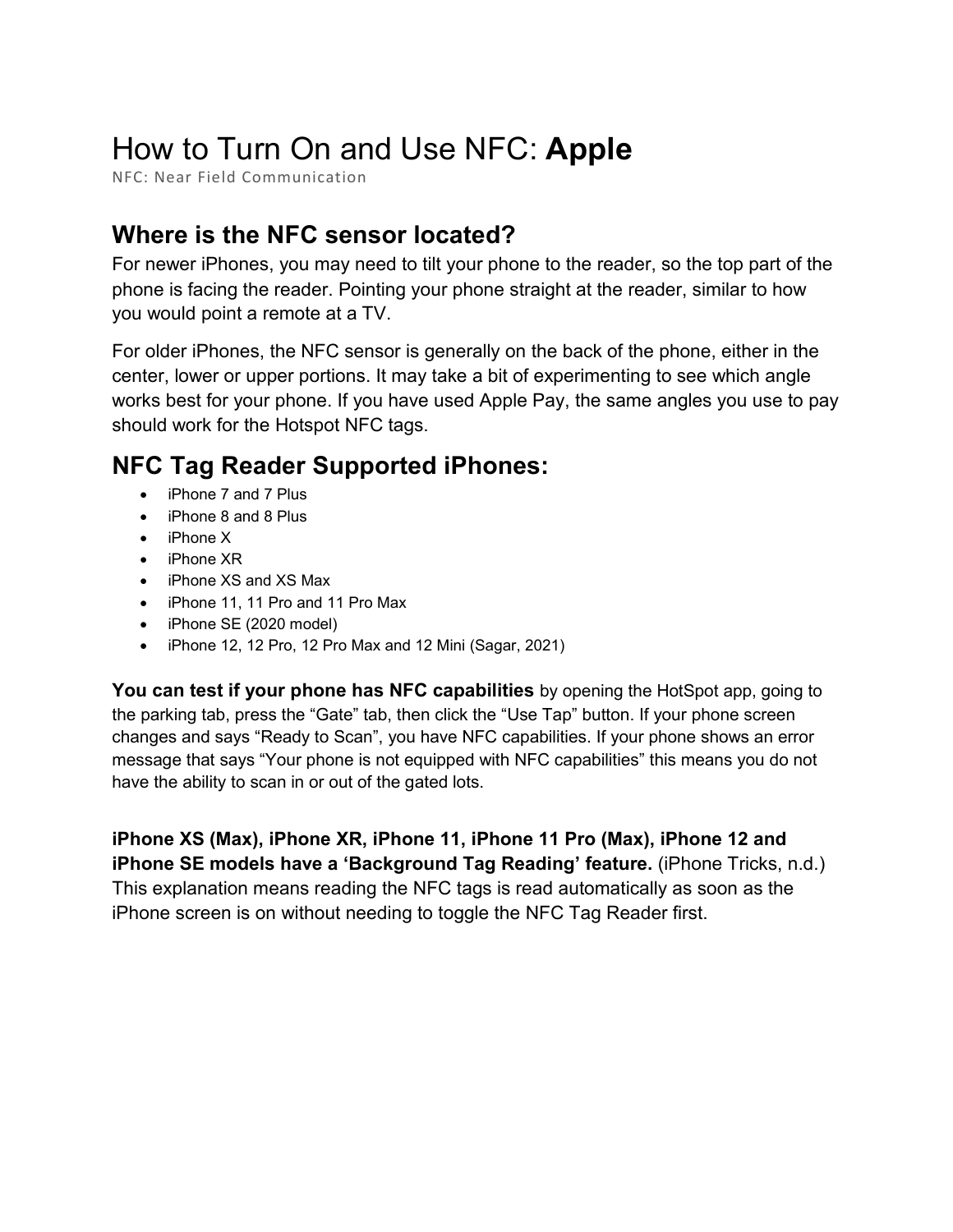# How to Turn On and Use NFC: **Apple**

NFC: Near Field Communication

## Where is the NFC sensor located?

For newer iPhones, you may need to tilt your phone to the reader, so the top part of the phone is facing the reader. Pointing your phone straight at the reader, similar to how you would point a remote at a TV.

For older iPhones, the NFC sensor is generally on the back of the phone, either in the center, lower or upper portions. It may take a bit of experimenting to see which angle works best for your phone. If you have used Apple Pay, the same angles you use to pay should work for the Hotspot NFC tags.

## NFC Tag Reader Supported iPhones:

- iPhone 7 and 7 Plus
- iPhone 8 and 8 Plus
- iPhone X
- iPhone XR
- iPhone XS and XS Max
- iPhone 11, 11 Pro and 11 Pro Max
- iPhone SE (2020 model)
- iPhone 12, 12 Pro, 12 Pro Max and 12 Mini (Sagar, 2021)

**You can test if your phone has NFC capabilities** by opening the HotSpot app, going to the parking tab, press the “Gate” tab, then click the “Use Tap” button. If your phone screen changes and says “Ready to Scan”, you have NFC capabilities. If your phone shows an error message that says “Your phone is not equipped with NFC capabilities” this means you do not have the ability to scan in or out of the gated lots.

**iPhone XS (Max), iPhone XR, iPhone 11, iPhone 11 Pro (Max), iPhone 12 and iPhone SE models have a ‘Background Tag Reading’ feature.** (iPhone Tricks, n.d.) This explanation means reading the NFC tags is read automatically as soon as the iPhone screen is on without needing to toggle the NFC Tag Reader first.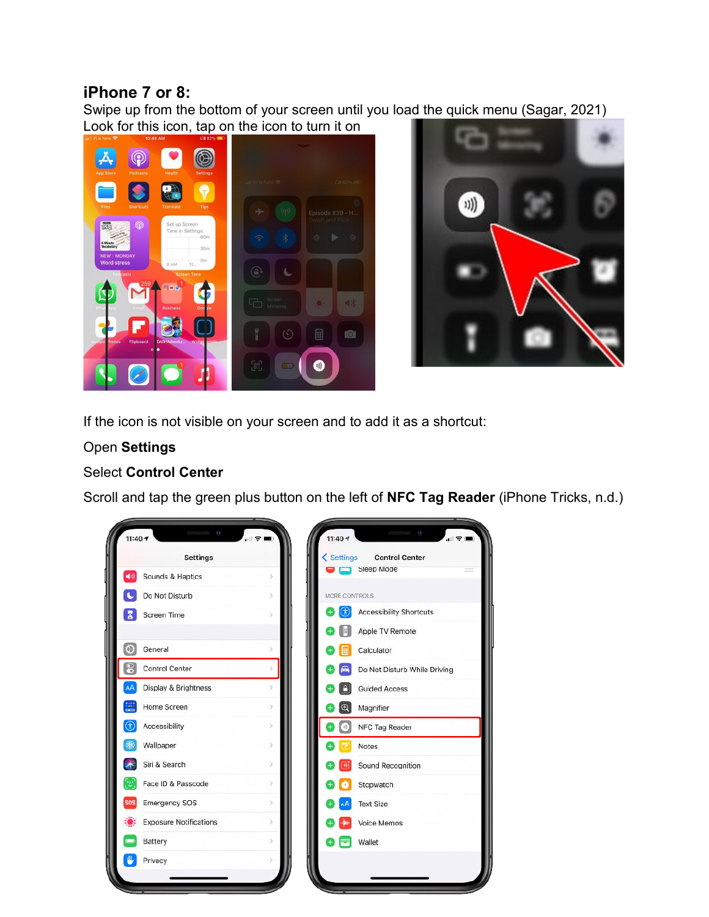## iPhone 7 or 8:

Swipe up from the bottom of your screen until you load the quick menu (Sagar, 2021)

Look for this icon, tap on the icon to turn it on

If the icon is not visible on your screen and to add it as a shortcut:

Open **Settings**

Select **Control Center**

Scroll and tap the green plus button on the left of **NFC Tag Reader** (iPhone Tricks, n.d.)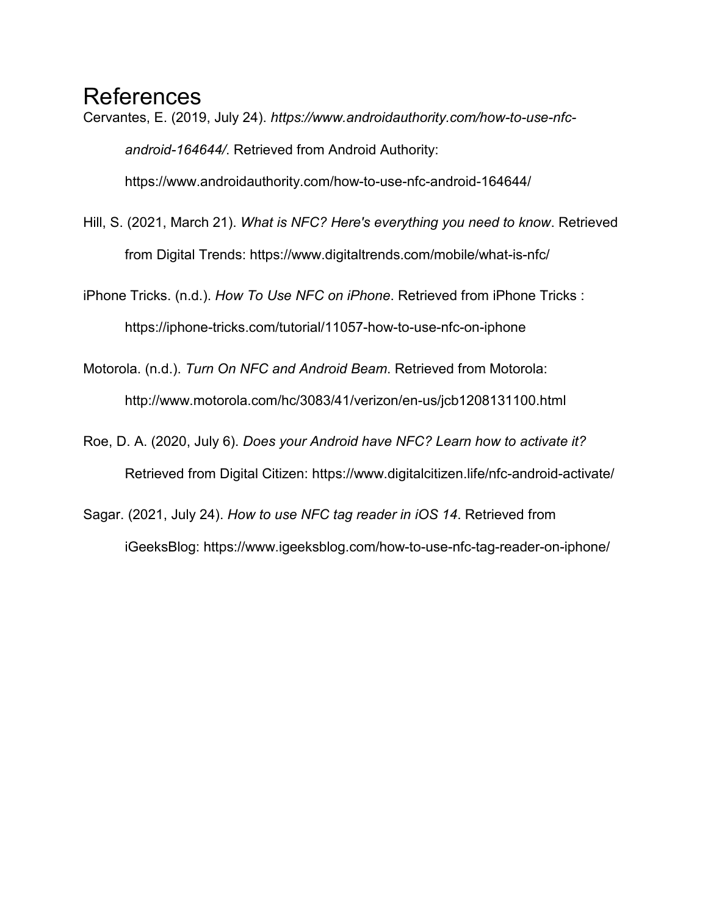# References

Cervantes, E. (2019, July 24). *https://www.androidauthority.com/how-to-use-nfc-android-164644/*. Retrieved from Android Authority: https://www.androidauthority.com/how-to-use-nfc-android-164644/

Hill, S. (2021, March 21). *What is NFC? Here's everything you need to know*. Retrieved from Digital Trends: https://www.digitaltrends.com/mobile/what-is-nfc/

iPhone Tricks. (n.d.). *How To Use NFC on iPhone*. Retrieved from iPhone Tricks : https://iphone-tricks.com/tutorial/11057-how-to-use-nfc-on-iphone

Motorola. (n.d.). *Turn On NFC and Android Beam*. Retrieved from Motorola: http://www.motorola.com/hc/3083/41/verizon/en-us/jcb1208131100.html

Roe, D. A. (2020, July 6). *Does your Android have NFC? Learn how to activate it?* Retrieved from Digital Citizen: https://www.digitalcitizen.life/nfc-android-activate/

Sagar. (2021, July 24). *How to use NFC tag reader in iOS 14*. Retrieved from iGeeksBlog: https://www.igeeksblog.com/how-to-use-nfc-tag-reader-on-iphone/